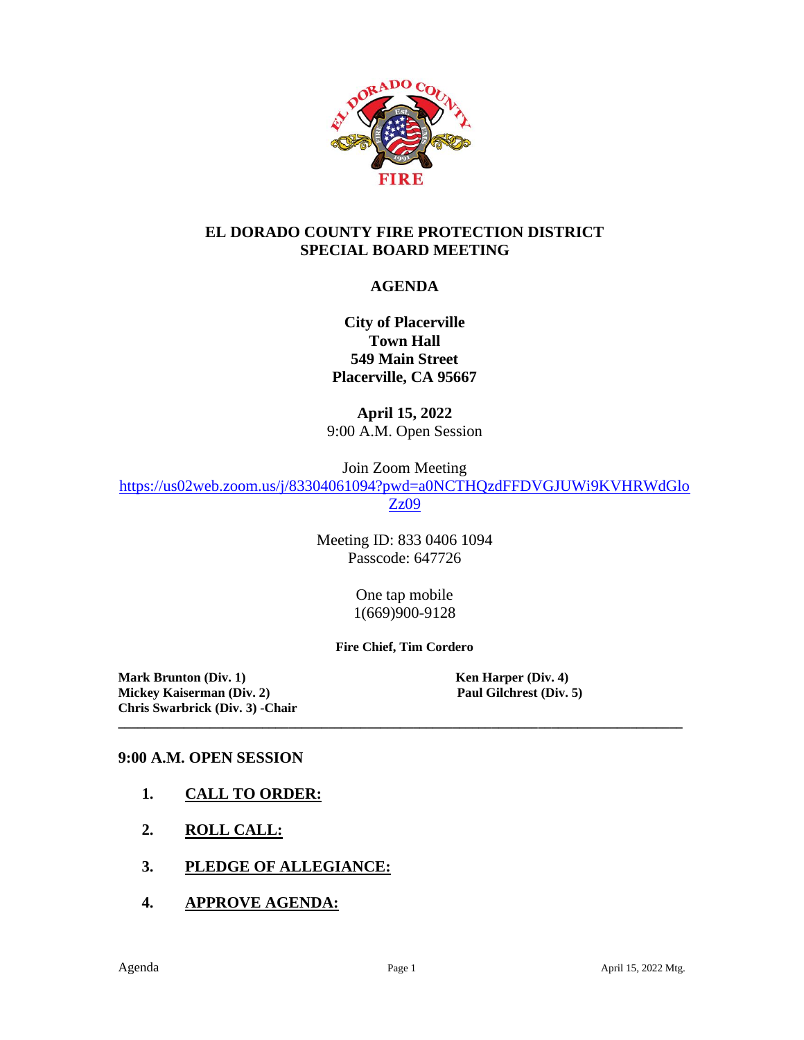# EL DORADO COUNTY FIRE PROTECTION DISTRICT
# SPECIAL BOARD MEETING

## AGENDA

**City of Placerville**
**Town Hall**
**549 Main Street**
**Placerville, CA 95667**

**April 15, 2022**
9:00 A.M. Open Session

Join Zoom Meeting
https://us02web.zoom.us/j/83304061094?pwd=a0NCTHQzdFFDVGJUWi9KVHRWdGloZz09

Meeting ID: 833 0406 1094
Passcode: 647726

One tap mobile
1(669)900-9128

**Fire Chief, Tim Cordero**

**Mark Brunton (Div. 1)**
**Mickey Kaiserman (Div. 2)**
**Chris Swarbrick (Div. 3) -Chair**
**Ken Harper (Div. 4)**
**Paul Gilchrest (Div. 5)**

---

### 9:00 A.M. OPEN SESSION

1. **CALL TO ORDER:**
2. **ROLL CALL:**
3. **PLEDGE OF ALLEGIANCE:**
4. **APPROVE AGENDA:**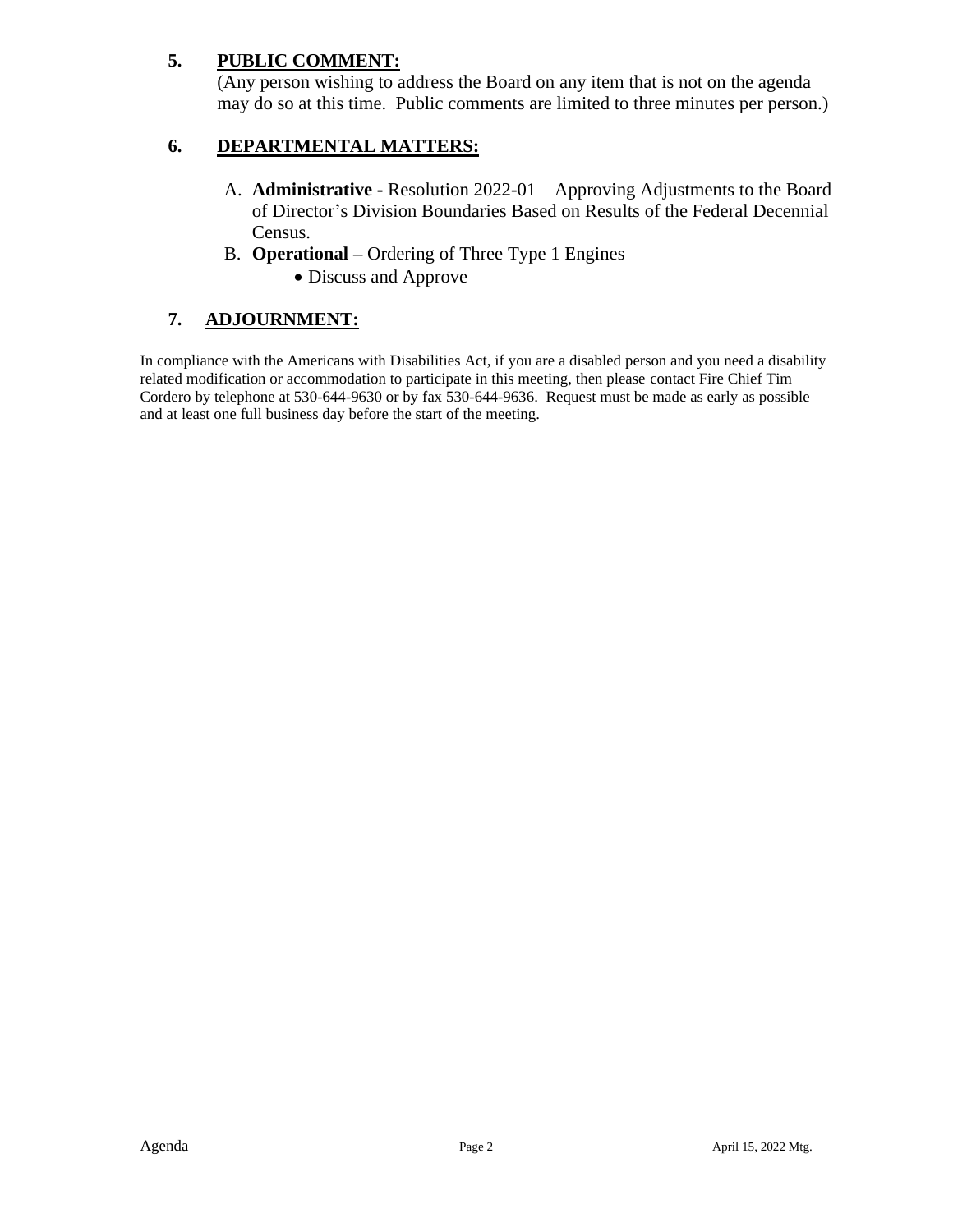## 5. PUBLIC COMMENT:

(Any person wishing to address the Board on any item that is not on the agenda may do so at this time. Public comments are limited to three minutes per person.)

## 6. DEPARTMENTAL MATTERS:

A. **Administrative -** Resolution 2022-01 – Approving Adjustments to the Board of Director's Division Boundaries Based on Results of the Federal Decennial Census.

B. **Operational –** Ordering of Three Type 1 Engines
   - Discuss and Approve

## 7. ADJOURNMENT:

In compliance with the Americans with Disabilities Act, if you are a disabled person and you need a disability related modification or accommodation to participate in this meeting, then please contact Fire Chief Tim Cordero by telephone at 530-644-9630 or by fax 530-644-9636. Request must be made as early as possible and at least one full business day before the start of the meeting.